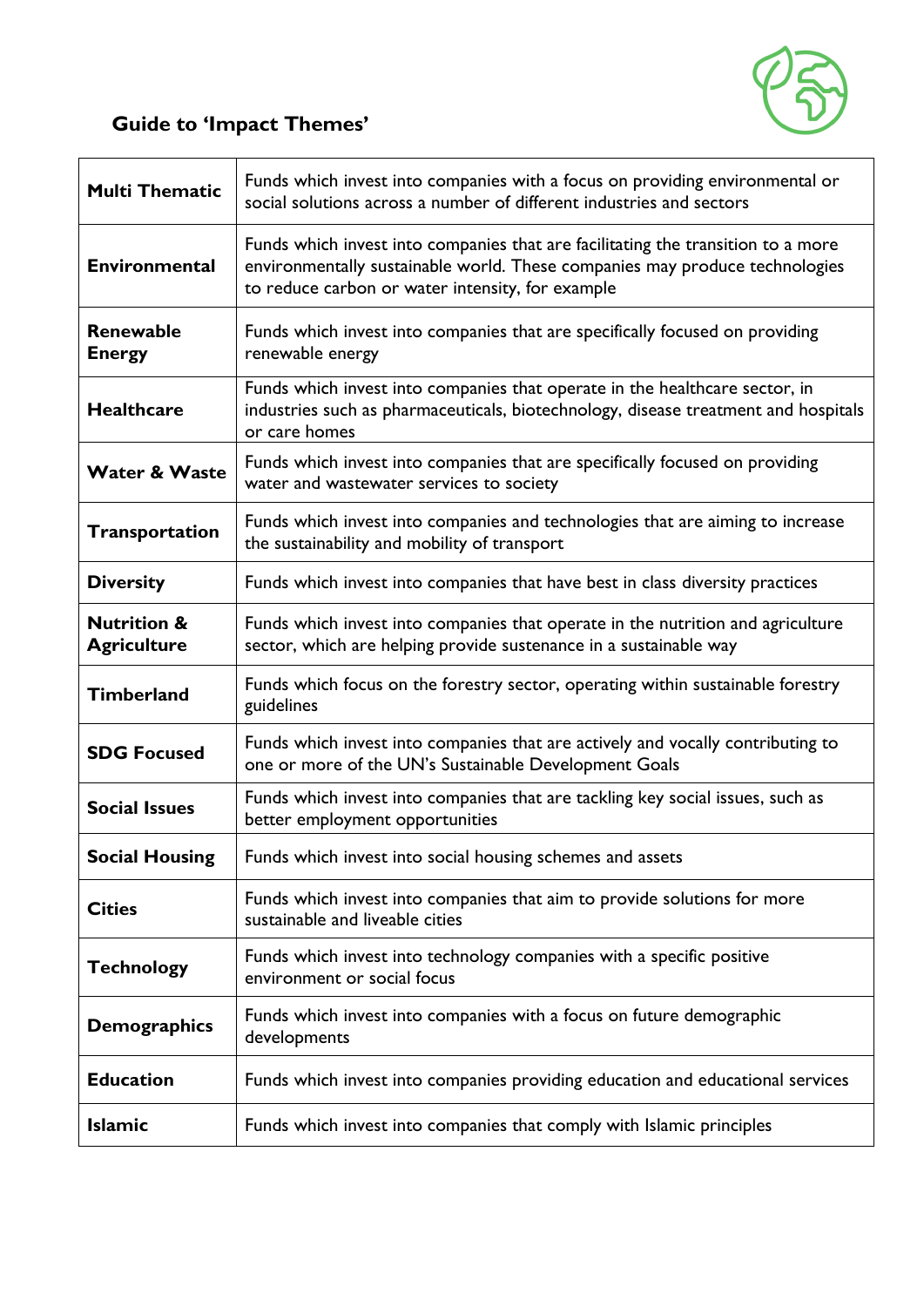## Guide to 'Impact Themes'

| | |
|---|---|
| **Multi Thematic** | Funds which invest into companies with a focus on providing environmental or social solutions across a number of different industries and sectors |
| **Environmental** | Funds which invest into companies that are facilitating the transition to a more environmentally sustainable world. These companies may produce technologies to reduce carbon or water intensity, for example |
| **Renewable Energy** | Funds which invest into companies that are specifically focused on providing renewable energy |
| **Healthcare** | Funds which invest into companies that operate in the healthcare sector, in industries such as pharmaceuticals, biotechnology, disease treatment and hospitals or care homes |
| **Water & Waste** | Funds which invest into companies that are specifically focused on providing water and wastewater services to society |
| **Transportation** | Funds which invest into companies and technologies that are aiming to increase the sustainability and mobility of transport |
| **Diversity** | Funds which invest into companies that have best in class diversity practices |
| **Nutrition & Agriculture** | Funds which invest into companies that operate in the nutrition and agriculture sector, which are helping provide sustenance in a sustainable way |
| **Timberland** | Funds which focus on the forestry sector, operating within sustainable forestry guidelines |
| **SDG Focused** | Funds which invest into companies that are actively and vocally contributing to one or more of the UN's Sustainable Development Goals |
| **Social Issues** | Funds which invest into companies that are tackling key social issues, such as better employment opportunities |
| **Social Housing** | Funds which invest into social housing schemes and assets |
| **Cities** | Funds which invest into companies that aim to provide solutions for more sustainable and liveable cities |
| **Technology** | Funds which invest into technology companies with a specific positive environment or social focus |
| **Demographics** | Funds which invest into companies with a focus on future demographic developments |
| **Education** | Funds which invest into companies providing education and educational services |
| **Islamic** | Funds which invest into companies that comply with Islamic principles |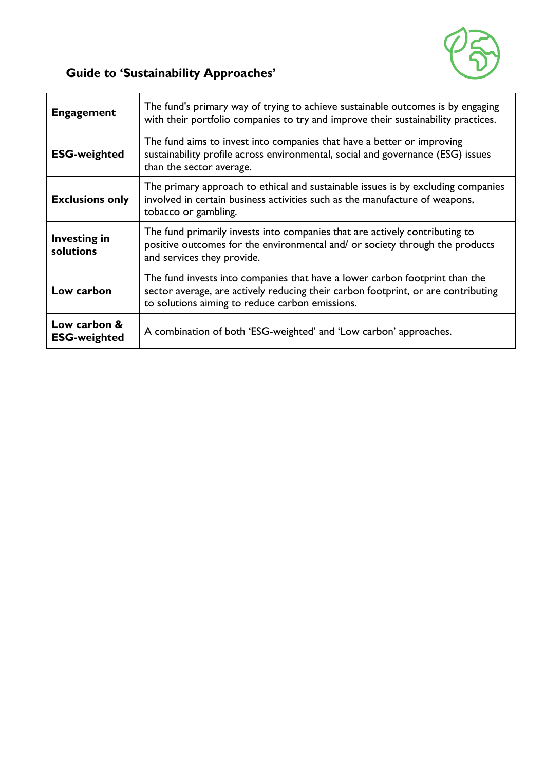## Guide to 'Sustainability Approaches'

| | |
|---|---|
| **Engagement** | The fund's primary way of trying to achieve sustainable outcomes is by engaging with their portfolio companies to try and improve their sustainability practices. |
| **ESG-weighted** | The fund aims to invest into companies that have a better or improving sustainability profile across environmental, social and governance (ESG) issues than the sector average. |
| **Exclusions only** | The primary approach to ethical and sustainable issues is by excluding companies involved in certain business activities such as the manufacture of weapons, tobacco or gambling. |
| **Investing in solutions** | The fund primarily invests into companies that are actively contributing to positive outcomes for the environmental and/ or society through the products and services they provide. |
| **Low carbon** | The fund invests into companies that have a lower carbon footprint than the sector average, are actively reducing their carbon footprint, or are contributing to solutions aiming to reduce carbon emissions. |
| **Low carbon & ESG-weighted** | A combination of both 'ESG-weighted' and 'Low carbon' approaches. |